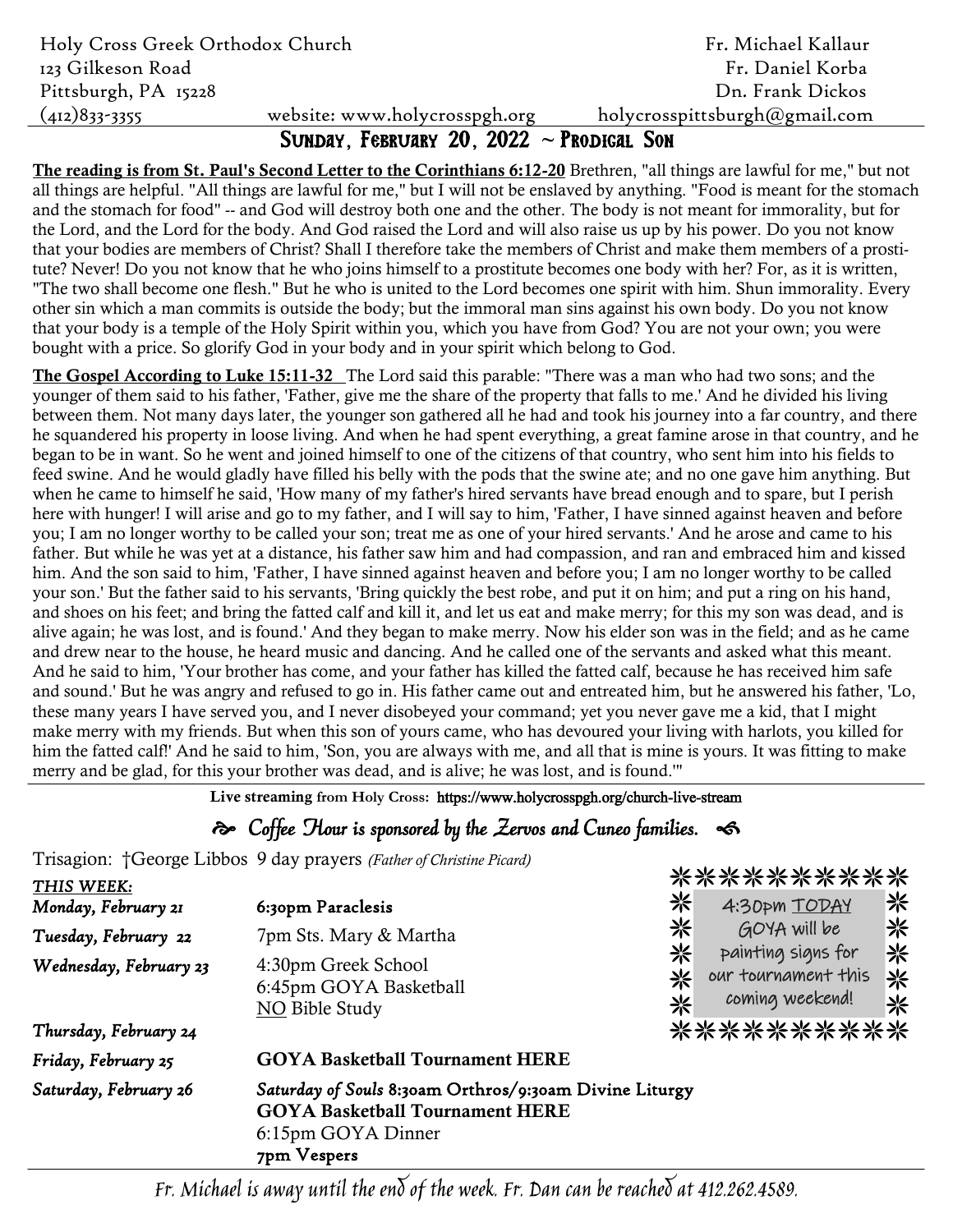Holy Cross Greek Orthodox Church
123 Gilkeson Road
Pittsburgh, PA 15228
(412)833-3355

Fr. Michael Kallaur
Fr. Daniel Korba
Dn. Frank Dickos

website: www.holycrosspgh.org holycrosspittsburgh@gmail.com

# Sunday, February 20, 2022 ~ Prodigal Son

**The reading is from St. Paul's Second Letter to the Corinthians 6:12-20** Brethren, "all things are lawful for me," but not all things are helpful. "All things are lawful for me," but I will not be enslaved by anything. "Food is meant for the stomach and the stomach for food" -- and God will destroy both one and the other. The body is not meant for immorality, but for the Lord, and the Lord for the body. And God raised the Lord and will also raise us up by his power. Do you not know that your bodies are members of Christ? Shall I therefore take the members of Christ and make them members of a prostitute? Never! Do you not know that he who joins himself to a prostitute becomes one body with her? For, as it is written, "The two shall become one flesh." But he who is united to the Lord becomes one spirit with him. Shun immorality. Every other sin which a man commits is outside the body; but the immoral man sins against his own body. Do you not know that your body is a temple of the Holy Spirit within you, which you have from God? You are not your own; you were bought with a price. So glorify God in your body and in your spirit which belong to God.

**The Gospel According to Luke 15:11-32** The Lord said this parable: "There was a man who had two sons; and the younger of them said to his father, 'Father, give me the share of the property that falls to me.' And he divided his living between them. Not many days later, the younger son gathered all he had and took his journey into a far country, and there he squandered his property in loose living. And when he had spent everything, a great famine arose in that country, and he began to be in want. So he went and joined himself to one of the citizens of that country, who sent him into his fields to feed swine. And he would gladly have filled his belly with the pods that the swine ate; and no one gave him anything. But when he came to himself he said, 'How many of my father's hired servants have bread enough and to spare, but I perish here with hunger! I will arise and go to my father, and I will say to him, 'Father, I have sinned against heaven and before you; I am no longer worthy to be called your son; treat me as one of your hired servants.' And he arose and came to his father. But while he was yet at a distance, his father saw him and had compassion, and ran and embraced him and kissed him. And the son said to him, 'Father, I have sinned against heaven and before you; I am no longer worthy to be called your son.' But the father said to his servants, 'Bring quickly the best robe, and put it on him; and put a ring on his hand, and shoes on his feet; and bring the fatted calf and kill it, and let us eat and make merry; for this my son was dead, and is alive again; he was lost, and is found.' And they began to make merry. Now his elder son was in the field; and as he came and drew near to the house, he heard music and dancing. And he called one of the servants and asked what this meant. And he said to him, 'Your brother has come, and your father has killed the fatted calf, because he has received him safe and sound.' But he was angry and refused to go in. His father came out and entreated him, but he answered his father, 'Lo, these many years I have served you, and I never disobeyed your command; yet you never gave me a kid, that I might make merry with my friends. But when this son of yours came, who has devoured your living with harlots, you killed for him the fatted calf!' And he said to him, 'Son, you are always with me, and all that is mine is yours. It was fitting to make merry and be glad, for this your brother was dead, and is alive; he was lost, and is found.'"

**Live streaming from Holy Cross:** https://www.holycrosspgh.org/church-live-stream

*Coffee Hour is sponsored by the Zervos and Cuneo families.*

Trisagion: †George Libbos 9 day prayers *(Father of Christine Picard)*

4:30pm TODAY GOYA will be painting signs for our tournament this coming weekend!

***THIS WEEK:***

*Monday, February 21* — **6:30pm Paraclesis**

*Tuesday, February 22* — 7pm Sts. Mary & Martha

*Wednesday, February 23* — 4:30pm Greek School
6:45pm GOYA Basketball
NO Bible Study

*Thursday, February 24*

*Friday, February 25* — **GOYA Basketball Tournament HERE**

*Saturday, February 26* — *Saturday of Souls* **8:30am Orthros/9:30am Divine Liturgy**
**GOYA Basketball Tournament HERE**
6:15pm GOYA Dinner
**7pm Vespers**

*Fr. Michael is away until the end of the week. Fr. Dan can be reached at 412.262.4589.*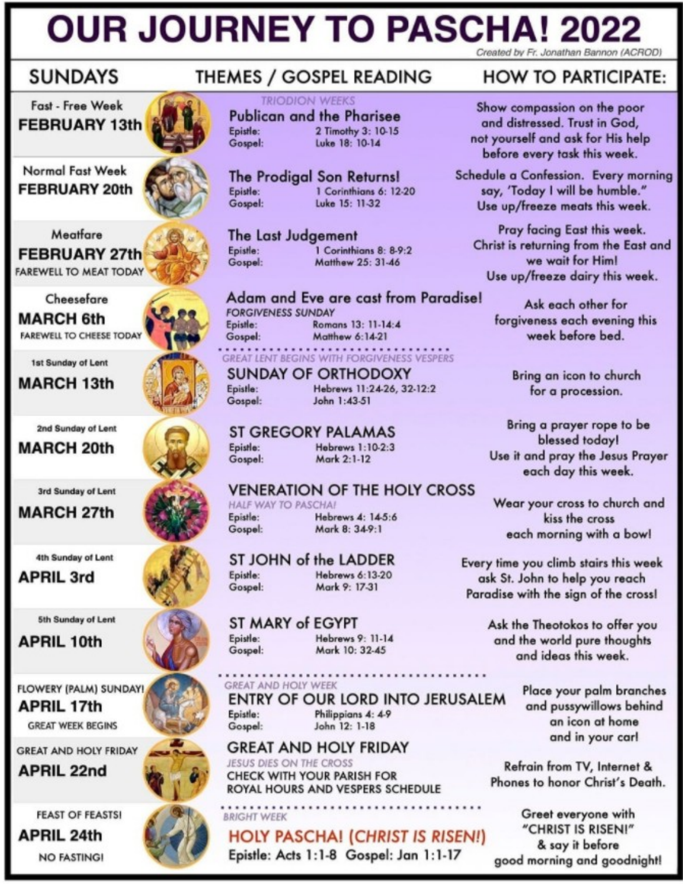# OUR JOURNEY TO PASCHA! 2022

*Created by Fr. Jonathan Bannon (ACROD)*

| SUNDAYS | THEMES / GOSPEL READING | HOW TO PARTICIPATE: |
| --- | --- | --- |
| Fast - Free Week<br>**FEBRUARY 13th** | TRIODION WEEKS<br>**Publican and the Pharisee**<br>Epistle: 2 Timothy 3: 10-15<br>Gospel: Luke 18: 10-14 | Show compassion on the poor and distressed. Trust in God, not yourself and ask for His help before every task this week. |
| Normal Fast Week<br>**FEBRUARY 20th** | **The Prodigal Son Returns!**<br>Epistle: 1 Corinthians 6: 12-20<br>Gospel: Luke 15: 11-32 | Schedule a Confession. Every morning say, 'Today I will be humble." Use up/freeze meats this week. |
| Meatfare<br>**FEBRUARY 27th**<br>FAREWELL TO MEAT TODAY | **The Last Judgement**<br>Epistle: 1 Corinthians 8: 8-9:2<br>Gospel: Matthew 25: 31-46 | Pray facing East this week. Christ is returning from the East and we wait for Him! Use up/freeze dairy this week. |
| Cheesefare<br>**MARCH 6th**<br>FAREWELL TO CHEESE TODAY | **Adam and Eve are cast from Paradise!**<br>FORGIVENESS SUNDAY<br>Epistle: Romans 13: 11-14:4<br>Gospel: Matthew 6:14-21 | Ask each other for forgiveness each evening this week before bed. |
| 1st Sunday of Lent<br>**MARCH 13th** | GREAT LENT BEGINS WITH FORGIVENESS VESPERS<br>**SUNDAY OF ORTHODOXY**<br>Epistle: Hebrews 11:24-26, 32-12:2<br>Gospel: John 1:43-51 | Bring an icon to church for a procession. |
| 2nd Sunday of Lent<br>**MARCH 20th** | **ST GREGORY PALAMAS**<br>Epistle: Hebrews 1:10-2:3<br>Gospel: Mark 2:1-12 | Bring a prayer rope to be blessed today! Use it and pray the Jesus Prayer each day this week. |
| 3rd Sunday of Lent<br>**MARCH 27th** | **VENERATION OF THE HOLY CROSS**<br>HALF WAY TO PASCHA!<br>Epistle: Hebrews 4: 14-5:6<br>Gospel: Mark 8: 34-9:1 | Wear your cross to church and kiss the cross each morning with a bow! |
| 4th Sunday of Lent<br>**APRIL 3rd** | **ST JOHN of the LADDER**<br>Epistle: Hebrews 6:13-20<br>Gospel: Mark 9: 17-31 | Every time you climb stairs this week ask St. John to help you reach Paradise with the sign of the cross! |
| 5th Sunday of Lent<br>**APRIL 10th** | **ST MARY of EGYPT**<br>Epistle: Hebrews 9: 11-14<br>Gospel: Mark 10: 32-45 | Ask the Theotokos to offer you and the world pure thoughts and ideas this week. |
| FLOWERY (PALM) SUNDAY!<br>**APRIL 17th**<br>GREAT WEEK BEGINS | GREAT AND HOLY WEEK<br>**ENTRY OF OUR LORD INTO JERUSALEM**<br>Epistle: Philippians 4: 4-9<br>Gospel: John 12: 1-18 | Place your palm branches and pussywillows behind an icon at home and in your car! |
| GREAT AND HOLY FRIDAY<br>**APRIL 22nd** | **GREAT AND HOLY FRIDAY**<br>JESUS DIES ON THE CROSS<br>CHECK WITH YOUR PARISH FOR ROYAL HOURS AND VESPERS SCHEDULE | Refrain from TV, Internet & Phones to honor Christ's Death. |
| FEAST OF FEASTS!<br>**APRIL 24th**<br>NO FASTING! | BRIGHT WEEK<br>**HOLY PASCHA! (*CHRIST IS RISEN!*)**<br>Epistle: Acts 1:1-8 Gospel: Jan 1:1-17 | Greet everyone with "CHRIST IS RISEN!" & say it before good morning and goodnight! |